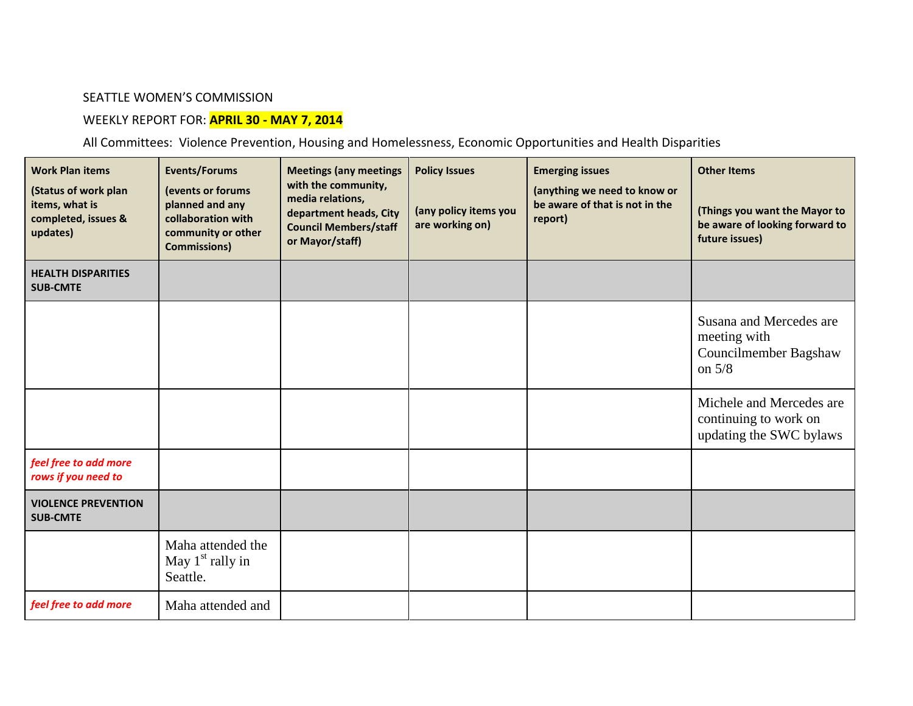SEATTLE WOMEN'S COMMISSION

WEEKLY REPORT FOR: **APRIL 30 - MAY 7, 2014**

All Committees: Violence Prevention, Housing and Homelessness, Economic Opportunities and Health Disparities

| **Work Plan items** (Status of work plan items, what is completed, issues & updates) | **Events/Forums** (events or forums planned and any collaboration with community or other Commissions) | **Meetings (any meetings with the community, media relations, department heads, City Council Members/staff or Mayor/staff)** | **Policy Issues** (any policy items you are working on) | **Emerging issues** (anything we need to know or be aware of that is not in the report) | **Other Items** (Things you want the Mayor to be aware of looking forward to future issues) |
|---|---|---|---|---|---|
| **HEALTH DISPARITIES SUB-CMTE** | | | | | |
| | | | | | Susana and Mercedes are meeting with Councilmember Bagshaw on 5/8 |
| | | | | | Michele and Mercedes are continuing to work on updating the SWC bylaws |
| *feel free to add more rows if you need to* | | | | | |
| **VIOLENCE PREVENTION SUB-CMTE** | | | | | |
| | Maha attended the May 1st rally in Seattle. | | | | |
| *feel free to add more* | Maha attended and | | | | |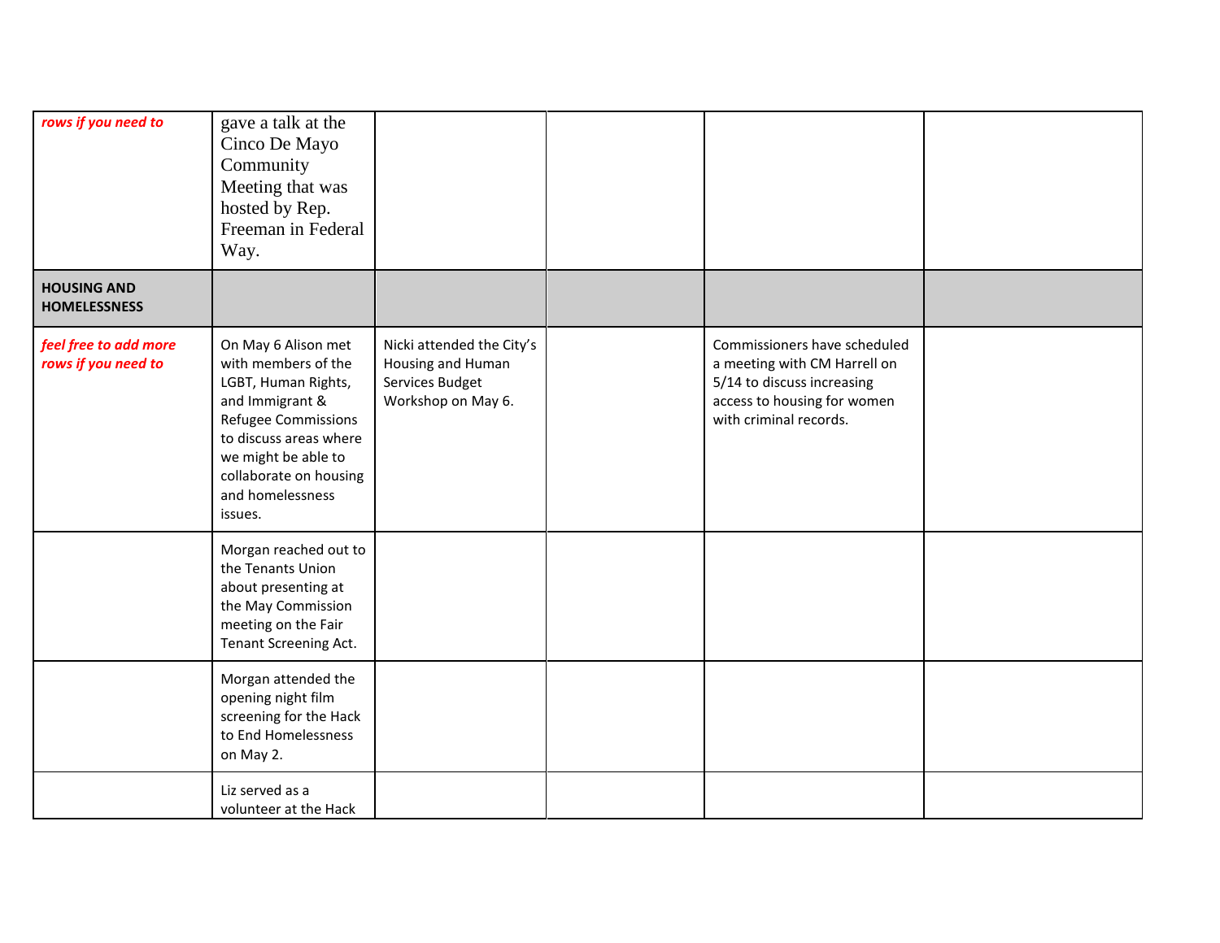| | | | | | |
|---|---|---|---|---|---|
| ***rows if you need to*** | gave a talk at the Cinco De Mayo Community Meeting that was hosted by Rep. Freeman in Federal Way. | | | | |
| **HOUSING AND HOMELESSNESS** | | | | | |
| ***feel free to add more rows if you need to*** | On May 6 Alison met with members of the LGBT, Human Rights, and Immigrant & Refugee Commissions to discuss areas where we might be able to collaborate on housing and homelessness issues. | Nicki attended the City's Housing and Human Services Budget Workshop on May 6. | | Commissioners have scheduled a meeting with CM Harrell on 5/14 to discuss increasing access to housing for women with criminal records. | |
| | Morgan reached out to the Tenants Union about presenting at the May Commission meeting on the Fair Tenant Screening Act. | | | | |
| | Morgan attended the opening night film screening for the Hack to End Homelessness on May 2. | | | | |
| | Liz served as a volunteer at the Hack | | | | |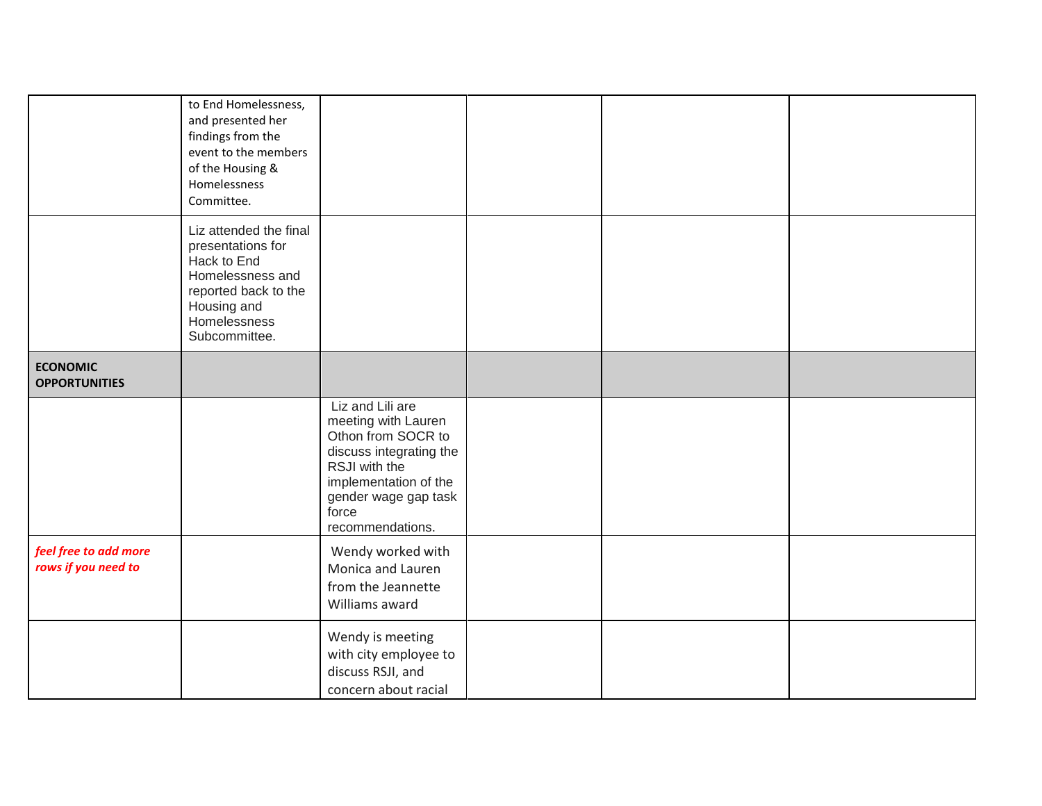| | | | | | |
|---|---|---|---|---|---|
| | to End Homelessness, and presented her findings from the event to the members of the Housing & Homelessness Committee. | | | | |
| | Liz attended the final presentations for Hack to End Homelessness and reported back to the Housing and Homelessness Subcommittee. | | | | |
| **ECONOMIC OPPORTUNITIES** | | | | | |
| | | Liz and Lili are meeting with Lauren Othon from SOCR to discuss integrating the RSJI with the implementation of the gender wage gap task force recommendations. | | | |
| ***feel free to add more rows if you need to*** | | Wendy worked with Monica and Lauren from the Jeannette Williams award | | | |
| | | Wendy is meeting with city employee to discuss RSJI, and concern about racial | | | |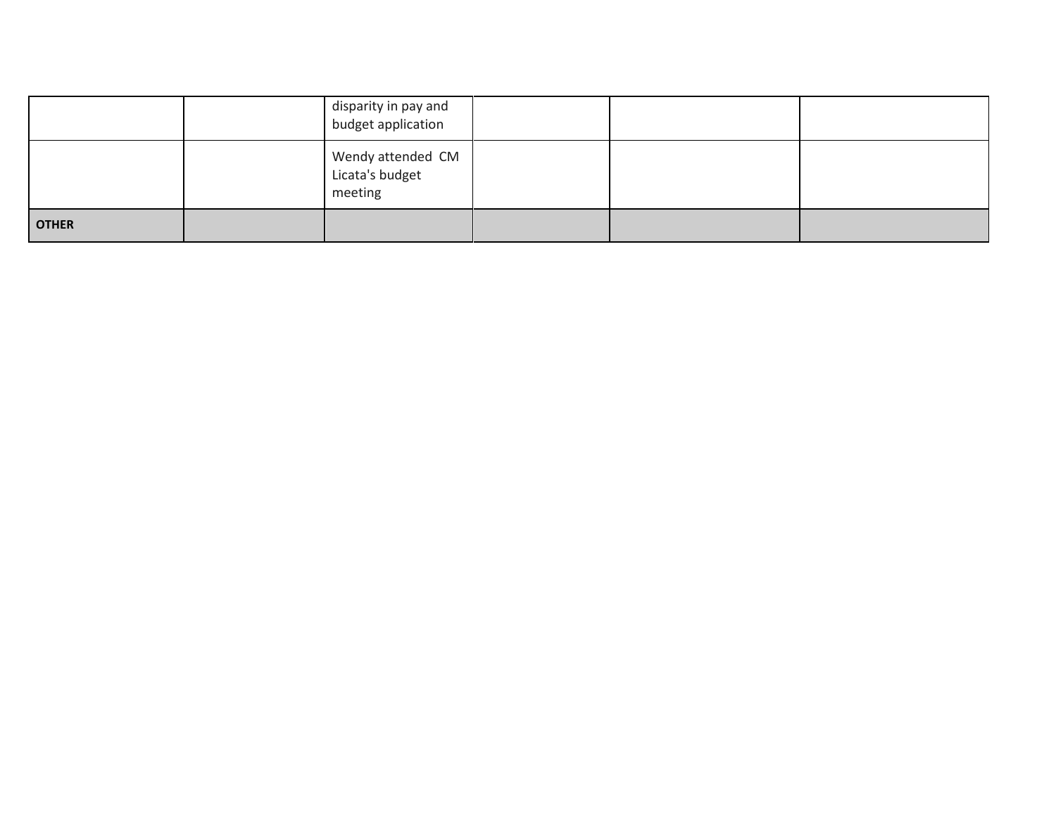| | | | | | |
|---|---|---|---|---|---|
| | | disparity in pay and budget application | | | |
| | | Wendy attended CM Licata's budget meeting | | | |
| **OTHER** | | | | | |